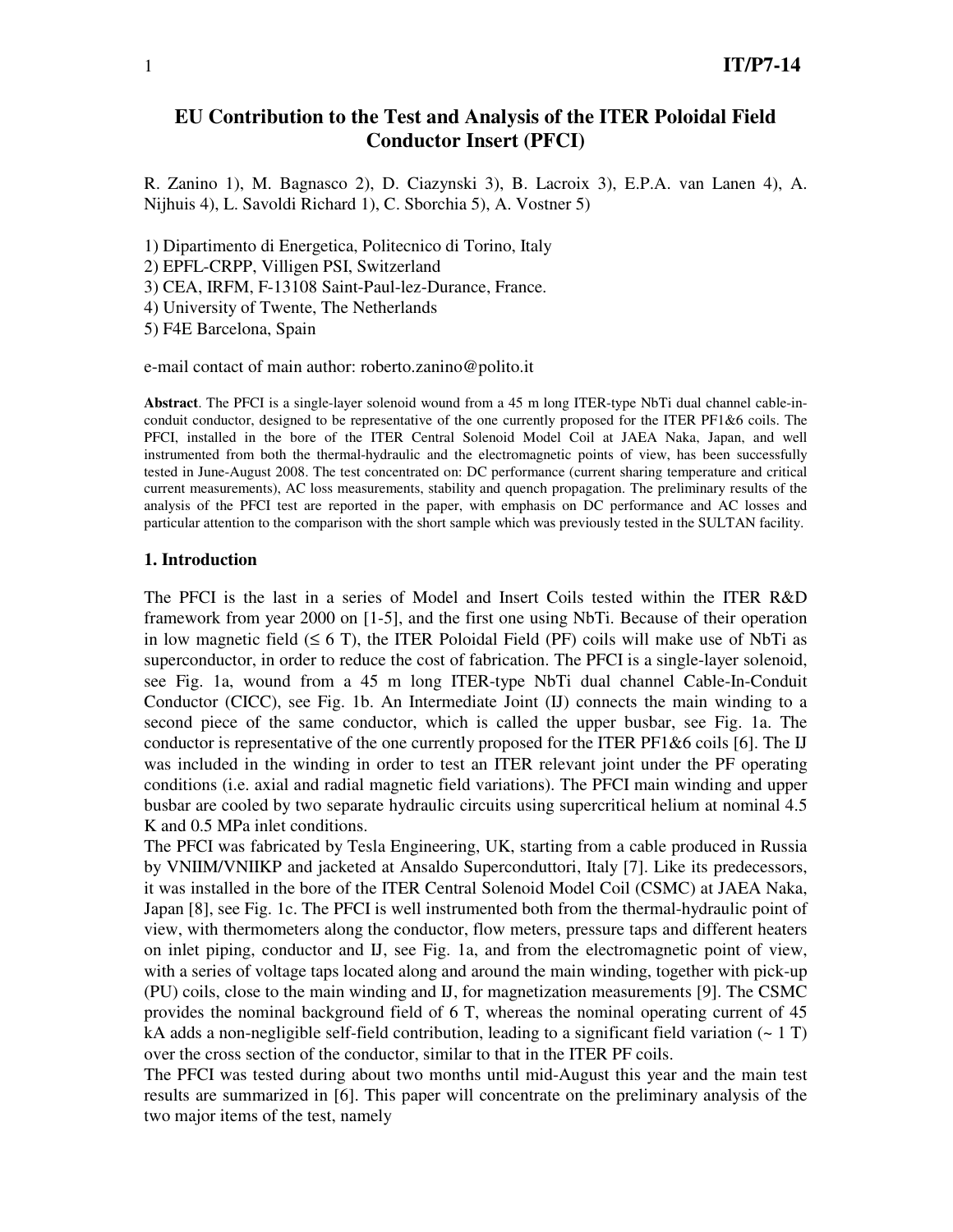# EU Contribution to the Test and Analysis of the ITER Poloidal Field Conductor Insert (PFCI)

R. Zanino 1), M. Bagnasco 2), D. Ciazynski 3), B. Lacroix 3), E.P.A. van Lanen 4), A. Nijhuis 4), L. Savoldi Richard 1), C. Sborchia 5), A. Vostner 5)

1) Dipartimento di Energetica, Politecnico di Torino, Italy
2) EPFL-CRPP, Villigen PSI, Switzerland
3) CEA, IRFM, F-13108 Saint-Paul-lez-Durance, France.
4) University of Twente, The Netherlands
5) F4E Barcelona, Spain

e-mail contact of main author: roberto.zanino@polito.it

**Abstract**. The PFCI is a single-layer solenoid wound from a 45 m long ITER-type NbTi dual channel cable-in-conduit conductor, designed to be representative of the one currently proposed for the ITER PF1&6 coils. The PFCI, installed in the bore of the ITER Central Solenoid Model Coil at JAEA Naka, Japan, and well instrumented from both the thermal-hydraulic and the electromagnetic points of view, has been successfully tested in June-August 2008. The test concentrated on: DC performance (current sharing temperature and critical current measurements), AC loss measurements, stability and quench propagation. The preliminary results of the analysis of the PFCI test are reported in the paper, with emphasis on DC performance and AC losses and particular attention to the comparison with the short sample which was previously tested in the SULTAN facility.

## 1. Introduction

The PFCI is the last in a series of Model and Insert Coils tested within the ITER R&D framework from year 2000 on [1-5], and the first one using NbTi. Because of their operation in low magnetic field (≤ 6 T), the ITER Poloidal Field (PF) coils will make use of NbTi as superconductor, in order to reduce the cost of fabrication. The PFCI is a single-layer solenoid, see Fig. 1a, wound from a 45 m long ITER-type NbTi dual channel Cable-In-Conduit Conductor (CICC), see Fig. 1b. An Intermediate Joint (IJ) connects the main winding to a second piece of the same conductor, which is called the upper busbar, see Fig. 1a. The conductor is representative of the one currently proposed for the ITER PF1&6 coils [6]. The IJ was included in the winding in order to test an ITER relevant joint under the PF operating conditions (i.e. axial and radial magnetic field variations). The PFCI main winding and upper busbar are cooled by two separate hydraulic circuits using supercritical helium at nominal 4.5 K and 0.5 MPa inlet conditions.

The PFCI was fabricated by Tesla Engineering, UK, starting from a cable produced in Russia by VNIIM/VNIIKP and jacketed at Ansaldo Superconduttori, Italy [7]. Like its predecessors, it was installed in the bore of the ITER Central Solenoid Model Coil (CSMC) at JAEA Naka, Japan [8], see Fig. 1c. The PFCI is well instrumented both from the thermal-hydraulic point of view, with thermometers along the conductor, flow meters, pressure taps and different heaters on inlet piping, conductor and IJ, see Fig. 1a, and from the electromagnetic point of view, with a series of voltage taps located along and around the main winding, together with pick-up (PU) coils, close to the main winding and IJ, for magnetization measurements [9]. The CSMC provides the nominal background field of 6 T, whereas the nominal operating current of 45 kA adds a non-negligible self-field contribution, leading to a significant field variation (~ 1 T) over the cross section of the conductor, similar to that in the ITER PF coils.

The PFCI was tested during about two months until mid-August this year and the main test results are summarized in [6]. This paper will concentrate on the preliminary analysis of the two major items of the test, namely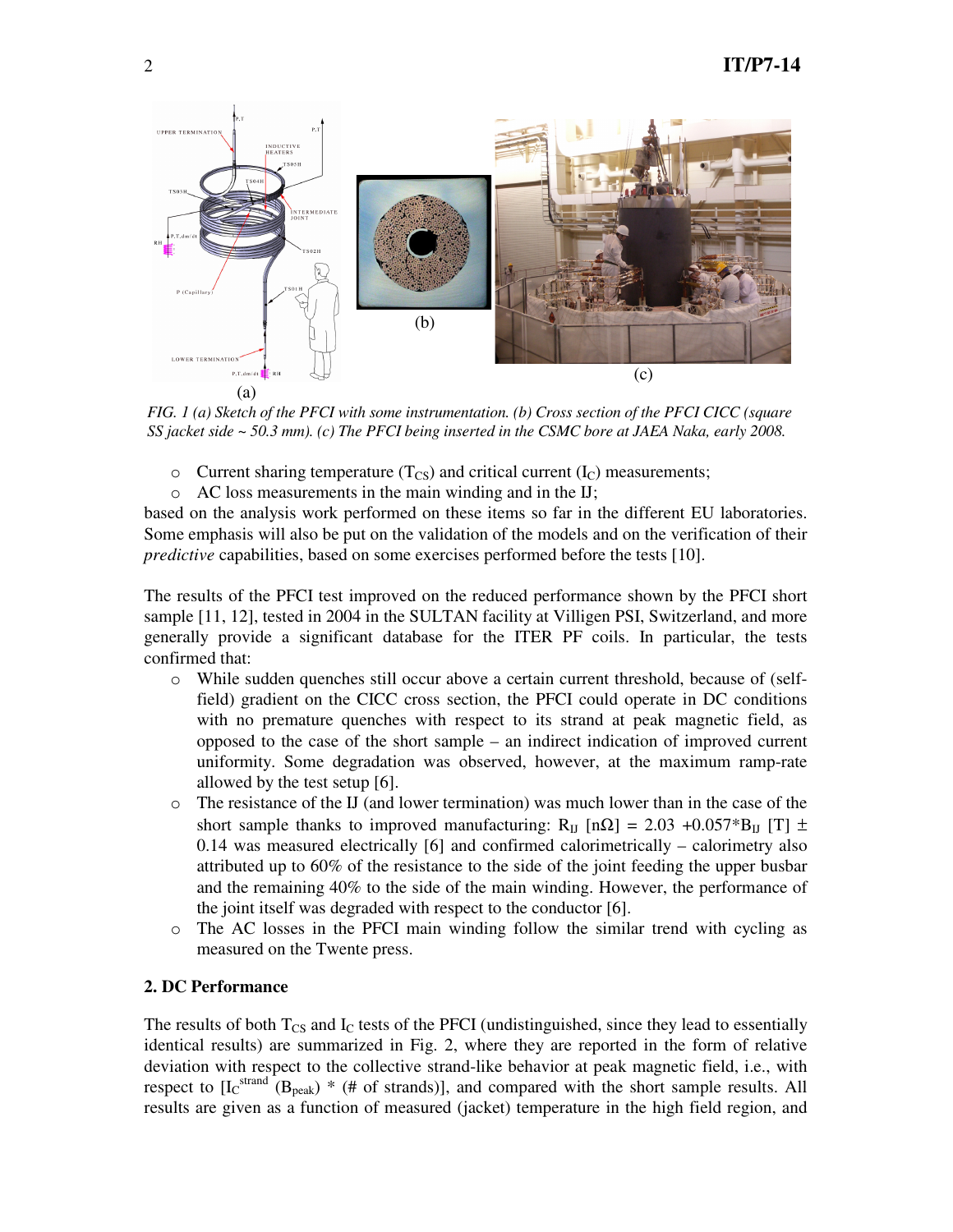FIG. 1 (a) Sketch of the PFCI with some instrumentation. (b) Cross section of the PFCI CICC (square SS jacket side ~ 50.3 mm). (c) The PFCI being inserted in the CSMC bore at JAEA Naka, early 2008.

- Current sharing temperature ($T_{CS}$) and critical current ($I_C$) measurements;
- AC loss measurements in the main winding and in the IJ;

based on the analysis work performed on these items so far in the different EU laboratories. Some emphasis will also be put on the validation of the models and on the verification of their *predictive* capabilities, based on some exercises performed before the tests [10].

The results of the PFCI test improved on the reduced performance shown by the PFCI short sample [11, 12], tested in 2004 in the SULTAN facility at Villigen PSI, Switzerland, and more generally provide a significant database for the ITER PF coils. In particular, the tests confirmed that:

- While sudden quenches still occur above a certain current threshold, because of (self-field) gradient on the CICC cross section, the PFCI could operate in DC conditions with no premature quenches with respect to its strand at peak magnetic field, as opposed to the case of the short sample – an indirect indication of improved current uniformity. Some degradation was observed, however, at the maximum ramp-rate allowed by the test setup [6].
- The resistance of the IJ (and lower termination) was much lower than in the case of the short sample thanks to improved manufacturing: $R_{IJ}$ [nΩ] = 2.03 +0.057*$B_{IJ}$ [T] ± 0.14 was measured electrically [6] and confirmed calorimetrically – calorimetry also attributed up to 60% of the resistance to the side of the joint feeding the upper busbar and the remaining 40% to the side of the main winding. However, the performance of the joint itself was degraded with respect to the conductor [6].
- The AC losses in the PFCI main winding follow the similar trend with cycling as measured on the Twente press.

## 2. DC Performance

The results of both $T_{CS}$ and $I_C$ tests of the PFCI (undistinguished, since they lead to essentially identical results) are summarized in Fig. 2, where they are reported in the form of relative deviation with respect to the collective strand-like behavior at peak magnetic field, i.e., with respect to [$I_C^{strand}$ ($B_{peak}$) * (# of strands)], and compared with the short sample results. All results are given as a function of measured (jacket) temperature in the high field region, and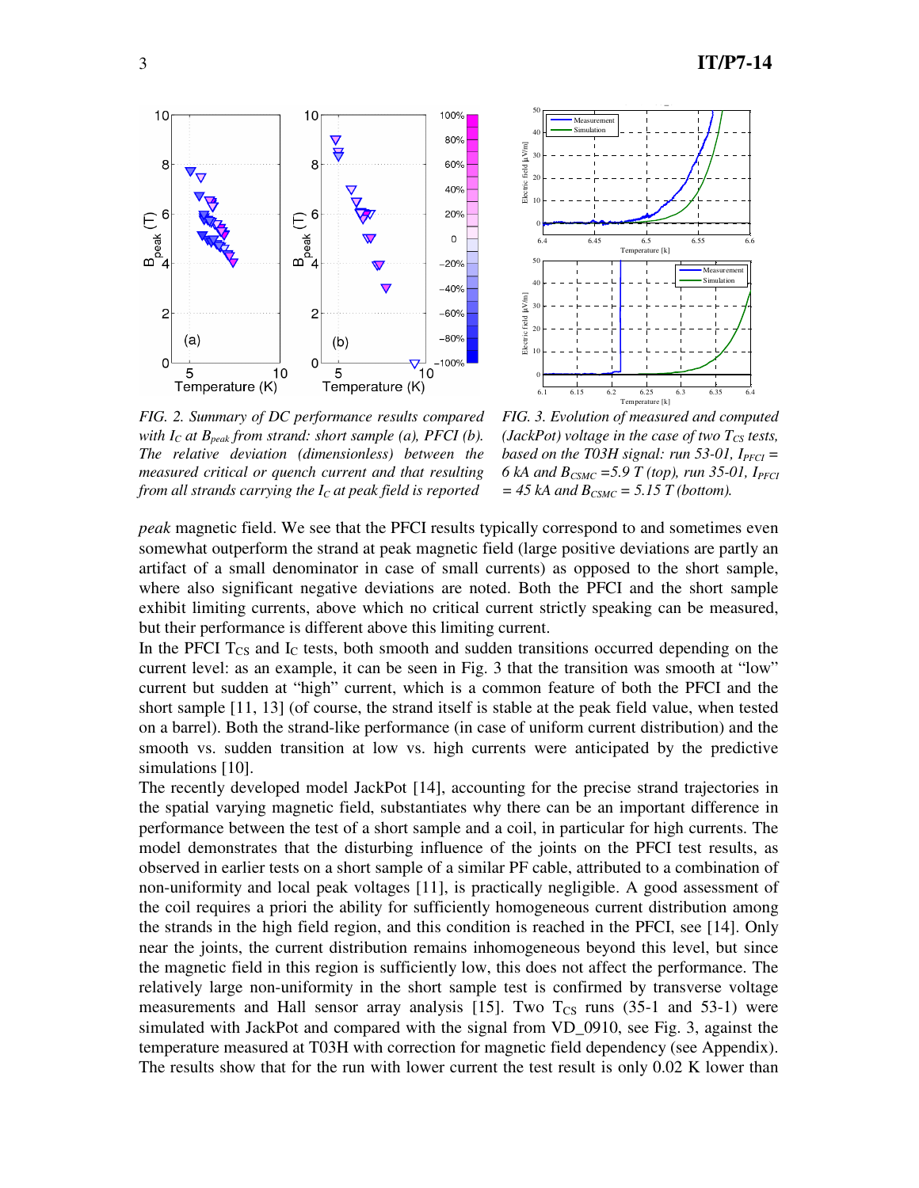FIG. 2. Summary of DC performance results compared with $I_C$ at $B_{peak}$ from strand: short sample (a), PFCI (b). The relative deviation (dimensionless) between the measured critical or quench current and that resulting from all strands carrying the $I_C$ at peak field is reported

FIG. 3. Evolution of measured and computed (JackPot) voltage in the case of two $T_{CS}$ tests, based on the T03H signal: run 53-01, $I_{PFCI}$ = 6 kA and $B_{CSMC}$ =5.9 T (top), run 35-01, $I_{PFCI}$ = 45 kA and $B_{CSMC}$ = 5.15 T (bottom).

*peak* magnetic field. We see that the PFCI results typically correspond to and sometimes even somewhat outperform the strand at peak magnetic field (large positive deviations are partly an artifact of a small denominator in case of small currents) as opposed to the short sample, where also significant negative deviations are noted. Both the PFCI and the short sample exhibit limiting currents, above which no critical current strictly speaking can be measured, but their performance is different above this limiting current.

In the PFCI $T_{CS}$ and $I_C$ tests, both smooth and sudden transitions occurred depending on the current level: as an example, it can be seen in Fig. 3 that the transition was smooth at "low" current but sudden at "high" current, which is a common feature of both the PFCI and the short sample [11, 13] (of course, the strand itself is stable at the peak field value, when tested on a barrel). Both the strand-like performance (in case of uniform current distribution) and the smooth vs. sudden transition at low vs. high currents were anticipated by the predictive simulations [10].

The recently developed model JackPot [14], accounting for the precise strand trajectories in the spatial varying magnetic field, substantiates why there can be an important difference in performance between the test of a short sample and a coil, in particular for high currents. The model demonstrates that the disturbing influence of the joints on the PFCI test results, as observed in earlier tests on a short sample of a similar PF cable, attributed to a combination of non-uniformity and local peak voltages [11], is practically negligible. A good assessment of the coil requires a priori the ability for sufficiently homogeneous current distribution among the strands in the high field region, and this condition is reached in the PFCI, see [14]. Only near the joints, the current distribution remains inhomogeneous beyond this level, but since the magnetic field in this region is sufficiently low, this does not affect the performance. The relatively large non-uniformity in the short sample test is confirmed by transverse voltage measurements and Hall sensor array analysis [15]. Two $T_{CS}$ runs (35-1 and 53-1) were simulated with JackPot and compared with the signal from VD_0910, see Fig. 3, against the temperature measured at T03H with correction for magnetic field dependency (see Appendix). The results show that for the run with lower current the test result is only 0.02 K lower than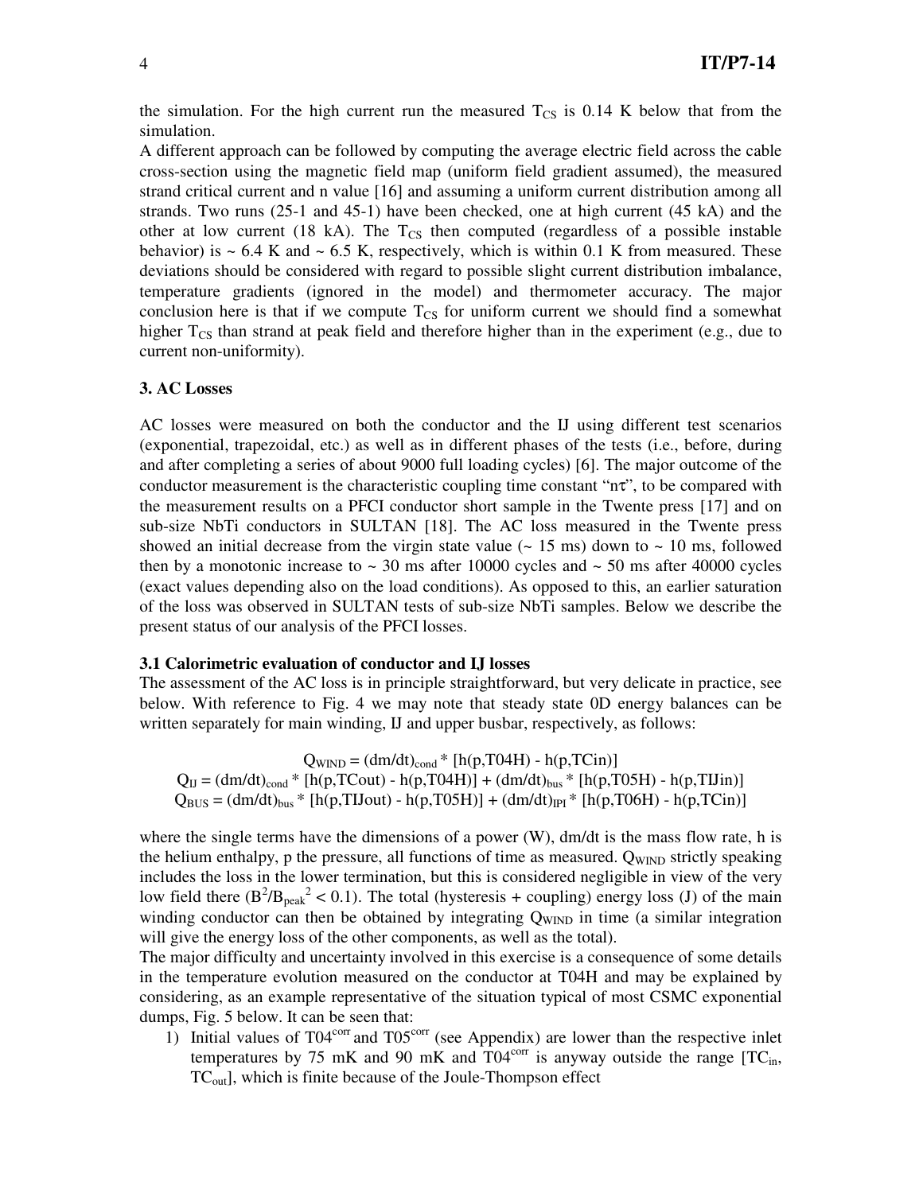the simulation. For the high current run the measured $T_{CS}$ is 0.14 K below that from the simulation.

A different approach can be followed by computing the average electric field across the cable cross-section using the magnetic field map (uniform field gradient assumed), the measured strand critical current and n value [16] and assuming a uniform current distribution among all strands. Two runs (25-1 and 45-1) have been checked, one at high current (45 kA) and the other at low current (18 kA). The $T_{CS}$ then computed (regardless of a possible instable behavior) is ~ 6.4 K and ~ 6.5 K, respectively, which is within 0.1 K from measured. These deviations should be considered with regard to possible slight current distribution imbalance, temperature gradients (ignored in the model) and thermometer accuracy. The major conclusion here is that if we compute $T_{CS}$ for uniform current we should find a somewhat higher $T_{CS}$ than strand at peak field and therefore higher than in the experiment (e.g., due to current non-uniformity).

### 3. AC Losses

AC losses were measured on both the conductor and the IJ using different test scenarios (exponential, trapezoidal, etc.) as well as in different phases of the tests (i.e., before, during and after completing a series of about 9000 full loading cycles) [6]. The major outcome of the conductor measurement is the characteristic coupling time constant "$n\tau$", to be compared with the measurement results on a PFCI conductor short sample in the Twente press [17] and on sub-size NbTi conductors in SULTAN [18]. The AC loss measured in the Twente press showed an initial decrease from the virgin state value (~ 15 ms) down to ~ 10 ms, followed then by a monotonic increase to ~ 30 ms after 10000 cycles and ~ 50 ms after 40000 cycles (exact values depending also on the load conditions). As opposed to this, an earlier saturation of the loss was observed in SULTAN tests of sub-size NbTi samples. Below we describe the present status of our analysis of the PFCI losses.

#### 3.1 Calorimetric evaluation of conductor and IJ losses

The assessment of the AC loss is in principle straightforward, but very delicate in practice, see below. With reference to Fig. 4 we may note that steady state 0D energy balances can be written separately for main winding, IJ and upper busbar, respectively, as follows:

$$Q_{WIND} = (dm/dt)_{cond} * [h(p,T04H) - h(p,TCin)]$$

$$Q_{IJ} = (dm/dt)_{cond} * [h(p,TCout) - h(p,T04H)] + (dm/dt)_{bus} * [h(p,T05H) - h(p,TIJin)]$$

$$Q_{BUS} = (dm/dt)_{bus} * [h(p,TIJout) - h(p,T05H)] + (dm/dt)_{IPI} * [h(p,T06H) - h(p,TCin)]$$

where the single terms have the dimensions of a power (W), dm/dt is the mass flow rate, h is the helium enthalpy, p the pressure, all functions of time as measured. $Q_{WIND}$ strictly speaking includes the loss in the lower termination, but this is considered negligible in view of the very low field there ($B^2/B_{peak}^2 < 0.1$). The total (hysteresis + coupling) energy loss (J) of the main winding conductor can then be obtained by integrating $Q_{WIND}$ in time (a similar integration will give the energy loss of the other components, as well as the total).

The major difficulty and uncertainty involved in this exercise is a consequence of some details in the temperature evolution measured on the conductor at T04H and may be explained by considering, as an example representative of the situation typical of most CSMC exponential dumps, Fig. 5 below. It can be seen that:

1) Initial values of $T04^{corr}$ and $T05^{corr}$ (see Appendix) are lower than the respective inlet temperatures by 75 mK and 90 mK and $T04^{corr}$ is anyway outside the range [$TC_{in}$, $TC_{out}$], which is finite because of the Joule-Thompson effect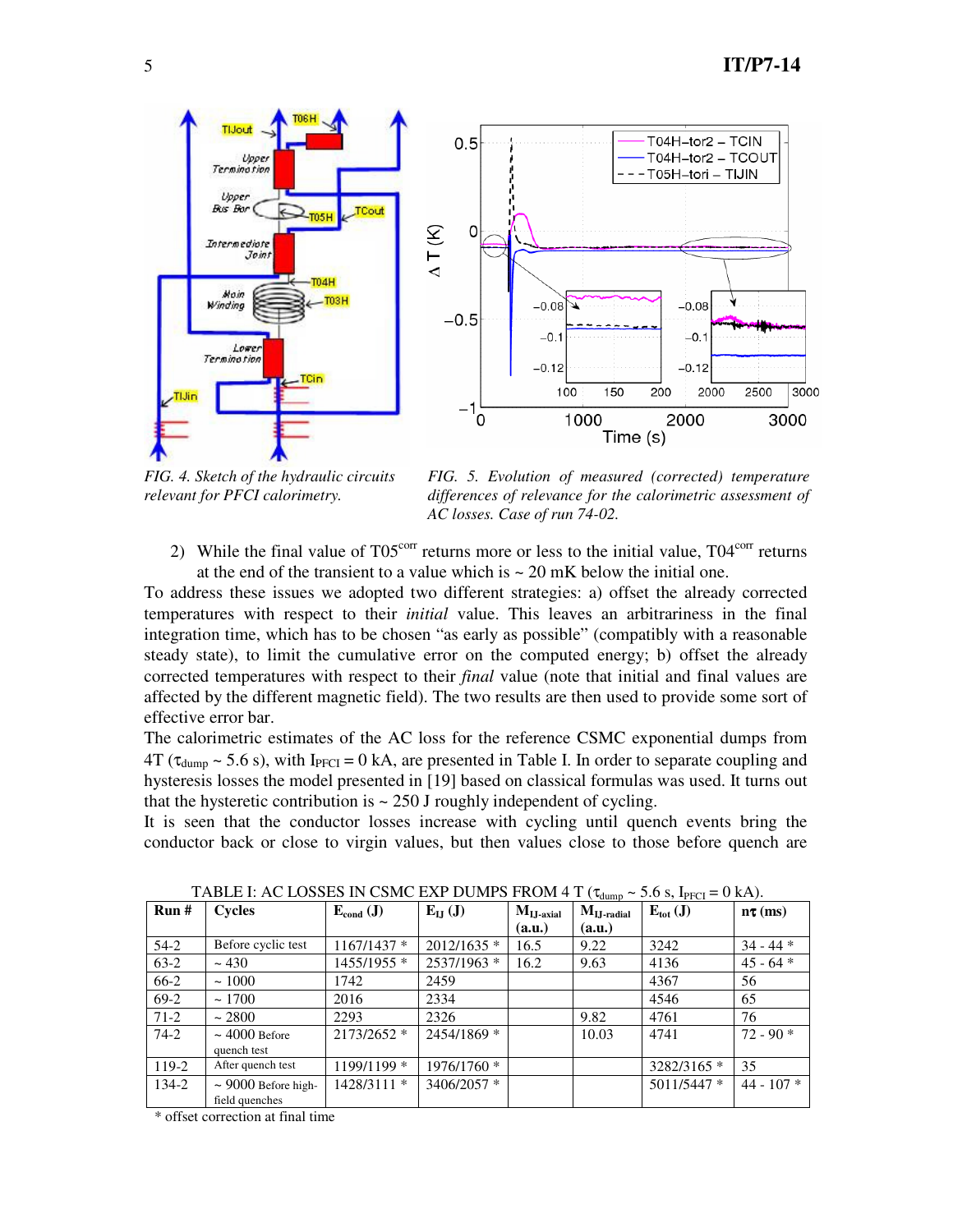*FIG. 4. Sketch of the hydraulic circuits relevant for PFCI calorimetry.*

*FIG. 5. Evolution of measured (corrected) temperature differences of relevance for the calorimetric assessment of AC losses. Case of run 74-02.*

2) While the final value of $T05^{corr}$ returns more or less to the initial value, $T04^{corr}$ returns at the end of the transient to a value which is ~ 20 mK below the initial one.

To address these issues we adopted two different strategies: a) offset the already corrected temperatures with respect to their *initial* value. This leaves an arbitrariness in the final integration time, which has to be chosen "as early as possible" (compatibly with a reasonable steady state), to limit the cumulative error on the computed energy; b) offset the already corrected temperatures with respect to their *final* value (note that initial and final values are affected by the different magnetic field). The two results are then used to provide some sort of effective error bar.

The calorimetric estimates of the AC loss for the reference CSMC exponential dumps from 4T ($\tau_{dump}$ ~ 5.6 s), with $I_{PFCI}$ = 0 kA, are presented in Table I. In order to separate coupling and hysteresis losses the model presented in [19] based on classical formulas was used. It turns out that the hysteretic contribution is ~ 250 J roughly independent of cycling.

It is seen that the conductor losses increase with cycling until quench events bring the conductor back or close to virgin values, but then values close to those before quench are

TABLE I: AC LOSSES IN CSMC EXP DUMPS FROM 4 T ($\tau_{dump}$ ~ 5.6 s, $I_{PFCI}$ = 0 kA).

| Run # | Cycles | $E_{cond}$ (J) | $E_{IJ}$ (J) | $M_{IJ\text{-axial}}$ (a.u.) | $M_{IJ\text{-radial}}$ (a.u.) | $E_{tot}$ (J) | n$\tau$ (ms) |
|---|---|---|---|---|---|---|---|
| 54-2 | Before cyclic test | 1167/1437 * | 2012/1635 * | 16.5 | 9.22 | 3242 | 34 - 44 * |
| 63-2 | ~ 430 | 1455/1955 * | 2537/1963 * | 16.2 | 9.63 | 4136 | 45 - 64 * |
| 66-2 | ~ 1000 | 1742 | 2459 | | | 4367 | 56 |
| 69-2 | ~ 1700 | 2016 | 2334 | | | 4546 | 65 |
| 71-2 | ~ 2800 | 2293 | 2326 | | 9.82 | 4761 | 76 |
| 74-2 | ~ 4000 Before quench test | 2173/2652 * | 2454/1869 * | | 10.03 | 4741 | 72 - 90 * |
| 119-2 | After quench test | 1199/1199 * | 1976/1760 * | | | 3282/3165 * | 35 |
| 134-2 | ~ 9000 Before high-field quenches | 1428/3111 * | 3406/2057 * | | | 5011/5447 * | 44 - 107 * |

\* offset correction at final time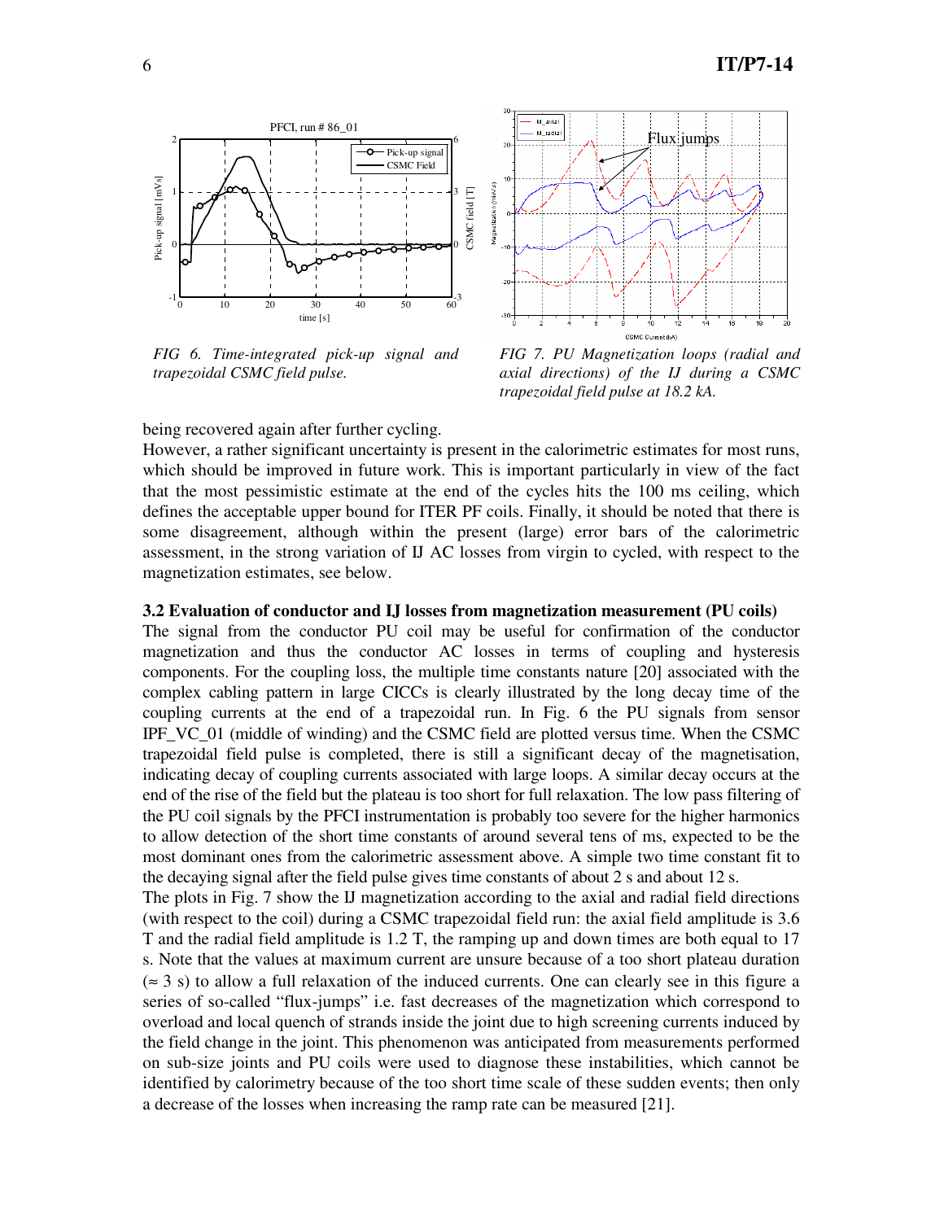FIG 6. Time-integrated pick-up signal and trapezoidal CSMC field pulse.

FIG 7. PU Magnetization loops (radial and axial directions) of the IJ during a CSMC trapezoidal field pulse at 18.2 kA.

being recovered again after further cycling.

However, a rather significant uncertainty is present in the calorimetric estimates for most runs, which should be improved in future work. This is important particularly in view of the fact that the most pessimistic estimate at the end of the cycles hits the 100 ms ceiling, which defines the acceptable upper bound for ITER PF coils. Finally, it should be noted that there is some disagreement, although within the present (large) error bars of the calorimetric assessment, in the strong variation of IJ AC losses from virgin to cycled, with respect to the magnetization estimates, see below.

### 3.2 Evaluation of conductor and IJ losses from magnetization measurement (PU coils)

The signal from the conductor PU coil may be useful for confirmation of the conductor magnetization and thus the conductor AC losses in terms of coupling and hysteresis components. For the coupling loss, the multiple time constants nature [20] associated with the complex cabling pattern in large CICCs is clearly illustrated by the long decay time of the coupling currents at the end of a trapezoidal run. In Fig. 6 the PU signals from sensor IPF_VC_01 (middle of winding) and the CSMC field are plotted versus time. When the CSMC trapezoidal field pulse is completed, there is still a significant decay of the magnetisation, indicating decay of coupling currents associated with large loops. A similar decay occurs at the end of the rise of the field but the plateau is too short for full relaxation. The low pass filtering of the PU coil signals by the PFCI instrumentation is probably too severe for the higher harmonics to allow detection of the short time constants of around several tens of ms, expected to be the most dominant ones from the calorimetric assessment above. A simple two time constant fit to the decaying signal after the field pulse gives time constants of about 2 s and about 12 s.

The plots in Fig. 7 show the IJ magnetization according to the axial and radial field directions (with respect to the coil) during a CSMC trapezoidal field run: the axial field amplitude is 3.6 T and the radial field amplitude is 1.2 T, the ramping up and down times are both equal to 17 s. Note that the values at maximum current are unsure because of a too short plateau duration (≈ 3 s) to allow a full relaxation of the induced currents. One can clearly see in this figure a series of so-called "flux-jumps" i.e. fast decreases of the magnetization which correspond to overload and local quench of strands inside the joint due to high screening currents induced by the field change in the joint. This phenomenon was anticipated from measurements performed on sub-size joints and PU coils were used to diagnose these instabilities, which cannot be identified by calorimetry because of the too short time scale of these sudden events; then only a decrease of the losses when increasing the ramp rate can be measured [21].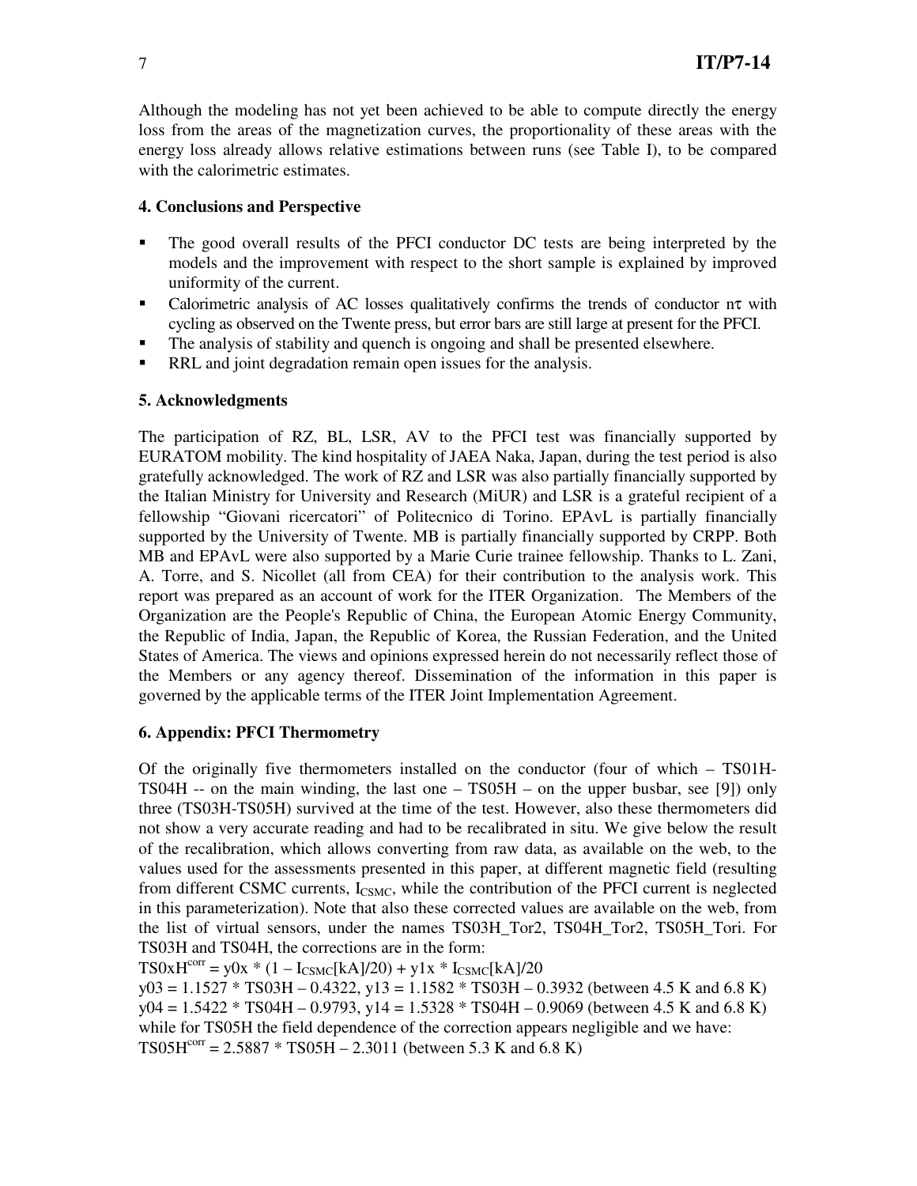Although the modeling has not yet been achieved to be able to compute directly the energy loss from the areas of the magnetization curves, the proportionality of these areas with the energy loss already allows relative estimations between runs (see Table I), to be compared with the calorimetric estimates.

### 4. Conclusions and Perspective

- The good overall results of the PFCI conductor DC tests are being interpreted by the models and the improvement with respect to the short sample is explained by improved uniformity of the current.
- Calorimetric analysis of AC losses qualitatively confirms the trends of conductor $n\tau$ with cycling as observed on the Twente press, but error bars are still large at present for the PFCI.
- The analysis of stability and quench is ongoing and shall be presented elsewhere.
- RRL and joint degradation remain open issues for the analysis.

### 5. Acknowledgments

The participation of RZ, BL, LSR, AV to the PFCI test was financially supported by EURATOM mobility. The kind hospitality of JAEA Naka, Japan, during the test period is also gratefully acknowledged. The work of RZ and LSR was also partially financially supported by the Italian Ministry for University and Research (MiUR) and LSR is a grateful recipient of a fellowship "Giovani ricercatori" of Politecnico di Torino. EPAvL is partially financially supported by the University of Twente. MB is partially financially supported by CRPP. Both MB and EPAvL were also supported by a Marie Curie trainee fellowship. Thanks to L. Zani, A. Torre, and S. Nicollet (all from CEA) for their contribution to the analysis work. This report was prepared as an account of work for the ITER Organization. The Members of the Organization are the People's Republic of China, the European Atomic Energy Community, the Republic of India, Japan, the Republic of Korea, the Russian Federation, and the United States of America. The views and opinions expressed herein do not necessarily reflect those of the Members or any agency thereof. Dissemination of the information in this paper is governed by the applicable terms of the ITER Joint Implementation Agreement.

### 6. Appendix: PFCI Thermometry

Of the originally five thermometers installed on the conductor (four of which – TS01H-TS04H -- on the main winding, the last one – TS05H – on the upper busbar, see [9]) only three (TS03H-TS05H) survived at the time of the test. However, also these thermometers did not show a very accurate reading and had to be recalibrated in situ. We give below the result of the recalibration, which allows converting from raw data, as available on the web, to the values used for the assessments presented in this paper, at different magnetic field (resulting from different CSMC currents, $I_{CSMC}$, while the contribution of the PFCI current is neglected in this parameterization). Note that also these corrected values are available on the web, from the list of virtual sensors, under the names TS03H_Tor2, TS04H_Tor2, TS05H_Tori. For TS03H and TS04H, the corrections are in the form:

$TS0xH^{corr} = y0x * (1 – I_{CSMC}[kA]/20) + y1x * I_{CSMC}[kA]/20$

y03 = 1.1527 * TS03H – 0.4322, y13 = 1.1582 * TS03H – 0.3932 (between 4.5 K and 6.8 K)

y04 = 1.5422 * TS04H – 0.9793, y14 = 1.5328 * TS04H – 0.9069 (between 4.5 K and 6.8 K)

while for TS05H the field dependence of the correction appears negligible and we have:

$TS05H^{corr} = 2.5887 * TS05H – 2.3011$ (between 5.3 K and 6.8 K)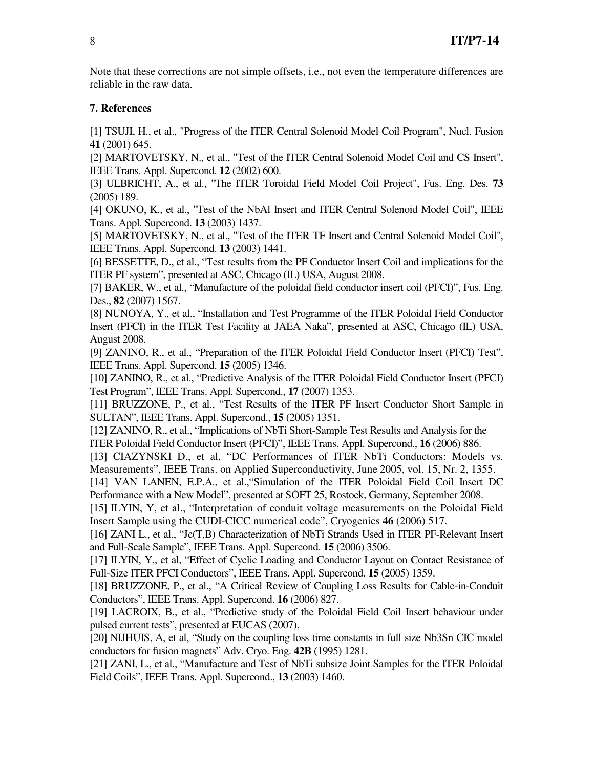Note that these corrections are not simple offsets, i.e., not even the temperature differences are reliable in the raw data.

## 7. References

[1] TSUJI, H., et al., "Progress of the ITER Central Solenoid Model Coil Program", Nucl. Fusion **41** (2001) 645.

[2] MARTOVETSKY, N., et al., "Test of the ITER Central Solenoid Model Coil and CS Insert", IEEE Trans. Appl. Supercond. **12** (2002) 600.

[3] ULBRICHT, A., et al., "The ITER Toroidal Field Model Coil Project", Fus. Eng. Des. **73** (2005) 189.

[4] OKUNO, K., et al., "Test of the NbAl Insert and ITER Central Solenoid Model Coil", IEEE Trans. Appl. Supercond. **13** (2003) 1437.

[5] MARTOVETSKY, N., et al., "Test of the ITER TF Insert and Central Solenoid Model Coil", IEEE Trans. Appl. Supercond. **13** (2003) 1441.

[6] BESSETTE, D., et al., "Test results from the PF Conductor Insert Coil and implications for the ITER PF system", presented at ASC, Chicago (IL) USA, August 2008.

[7] BAKER, W., et al., "Manufacture of the poloidal field conductor insert coil (PFCI)", Fus. Eng. Des., **82** (2007) 1567.

[8] NUNOYA, Y., et al., "Installation and Test Programme of the ITER Poloidal Field Conductor Insert (PFCI) in the ITER Test Facility at JAEA Naka", presented at ASC, Chicago (IL) USA, August 2008.

[9] ZANINO, R., et al., "Preparation of the ITER Poloidal Field Conductor Insert (PFCI) Test", IEEE Trans. Appl. Supercond. **15** (2005) 1346.

[10] ZANINO, R., et al., "Predictive Analysis of the ITER Poloidal Field Conductor Insert (PFCI) Test Program", IEEE Trans. Appl. Supercond., **17** (2007) 1353.

[11] BRUZZONE, P., et al., "Test Results of the ITER PF Insert Conductor Short Sample in SULTAN", IEEE Trans. Appl. Supercond., **15** (2005) 1351.

[12] ZANINO, R., et al., "Implications of NbTi Short-Sample Test Results and Analysis for the ITER Poloidal Field Conductor Insert (PFCI)", IEEE Trans. Appl. Supercond., **16** (2006) 886.

[13] CIAZYNSKI D., et al, "DC Performances of ITER NbTi Conductors: Models vs. Measurements", IEEE Trans. on Applied Superconductivity, June 2005, vol. 15, Nr. 2, 1355.

[14] VAN LANEN, E.P.A., et al.,"Simulation of the ITER Poloidal Field Coil Insert DC Performance with a New Model", presented at SOFT 25, Rostock, Germany, September 2008.

[15] ILYIN, Y, et al., "Interpretation of conduit voltage measurements on the Poloidal Field Insert Sample using the CUDI-CICC numerical code", Cryogenics **46** (2006) 517.

[16] ZANI L., et al., "Jc(T,B) Characterization of NbTi Strands Used in ITER PF-Relevant Insert and Full-Scale Sample", IEEE Trans. Appl. Supercond. **15** (2006) 3506.

[17] ILYIN, Y., et al, "Effect of Cyclic Loading and Conductor Layout on Contact Resistance of Full-Size ITER PFCI Conductors", IEEE Trans. Appl. Supercond. **15** (2005) 1359.

[18] BRUZZONE, P., et al., "A Critical Review of Coupling Loss Results for Cable-in-Conduit Conductors", IEEE Trans. Appl. Supercond. **16** (2006) 827.

[19] LACROIX, B., et al., "Predictive study of the Poloidal Field Coil Insert behaviour under pulsed current tests", presented at EUCAS (2007).

[20] NIJHUIS, A, et al, "Study on the coupling loss time constants in full size Nb3Sn CIC model conductors for fusion magnets" Adv. Cryo. Eng. **42B** (1995) 1281.

[21] ZANI, L., et al., "Manufacture and Test of NbTi subsize Joint Samples for the ITER Poloidal Field Coils", IEEE Trans. Appl. Supercond., **13** (2003) 1460.